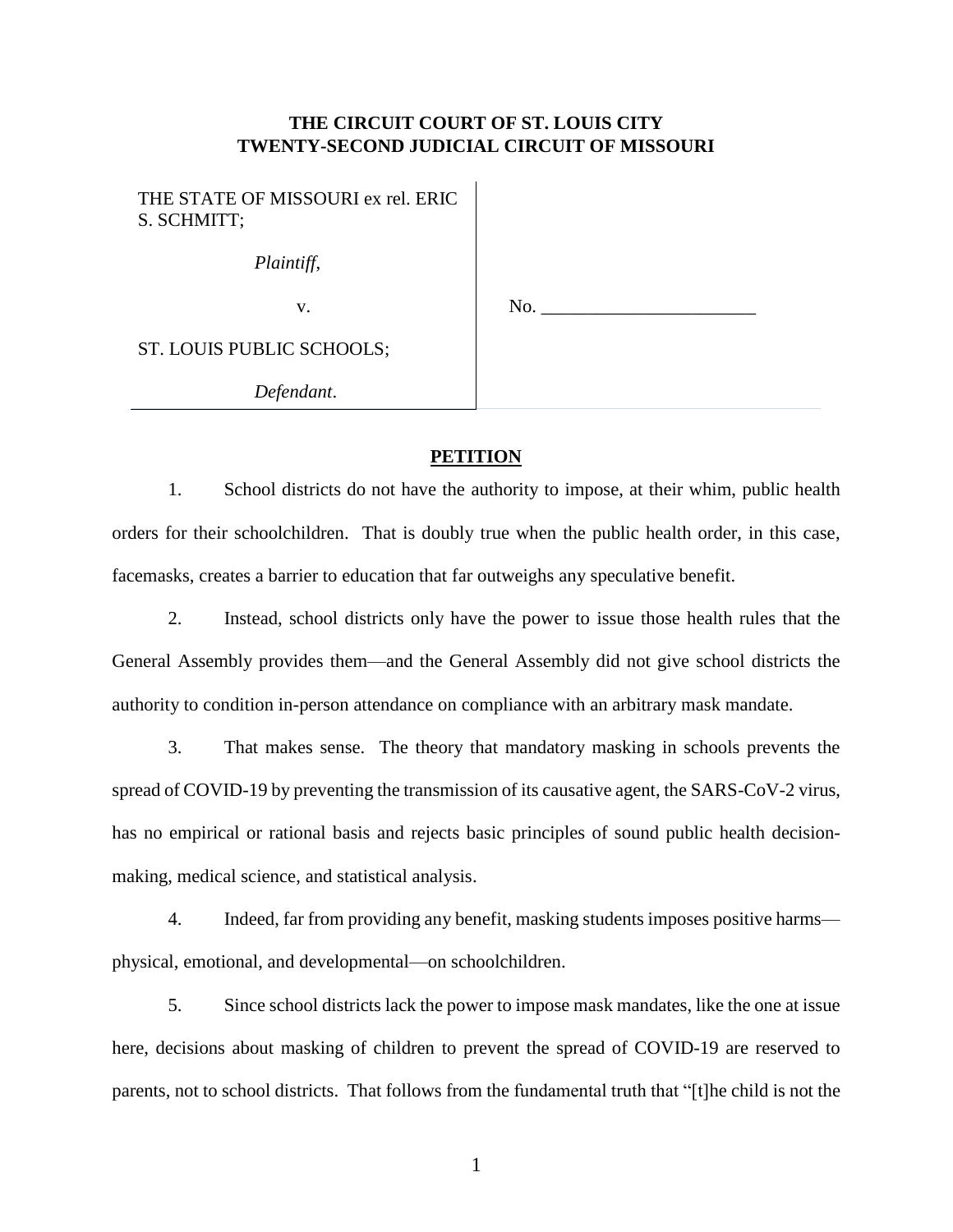**THE CIRCUIT COURT OF ST. LOUIS CITY**
**TWENTY-SECOND JUDICIAL CIRCUIT OF MISSOURI**

| | |
|---|---|
| THE STATE OF MISSOURI ex rel. ERIC S. SCHMITT;<br><br>*Plaintiff*,<br><br>v.<br><br>ST. LOUIS PUBLIC SCHOOLS;<br><br>*Defendant*. | No. _______________________ |

**PETITION**

1. School districts do not have the authority to impose, at their whim, public health orders for their schoolchildren. That is doubly true when the public health order, in this case, facemasks, creates a barrier to education that far outweighs any speculative benefit.

2. Instead, school districts only have the power to issue those health rules that the General Assembly provides them—and the General Assembly did not give school districts the authority to condition in-person attendance on compliance with an arbitrary mask mandate.

3. That makes sense. The theory that mandatory masking in schools prevents the spread of COVID-19 by preventing the transmission of its causative agent, the SARS-CoV-2 virus, has no empirical or rational basis and rejects basic principles of sound public health decision-making, medical science, and statistical analysis.

4. Indeed, far from providing any benefit, masking students imposes positive harms—physical, emotional, and developmental—on schoolchildren.

5. Since school districts lack the power to impose mask mandates, like the one at issue here, decisions about masking of children to prevent the spread of COVID-19 are reserved to parents, not to school districts. That follows from the fundamental truth that "[t]he child is not the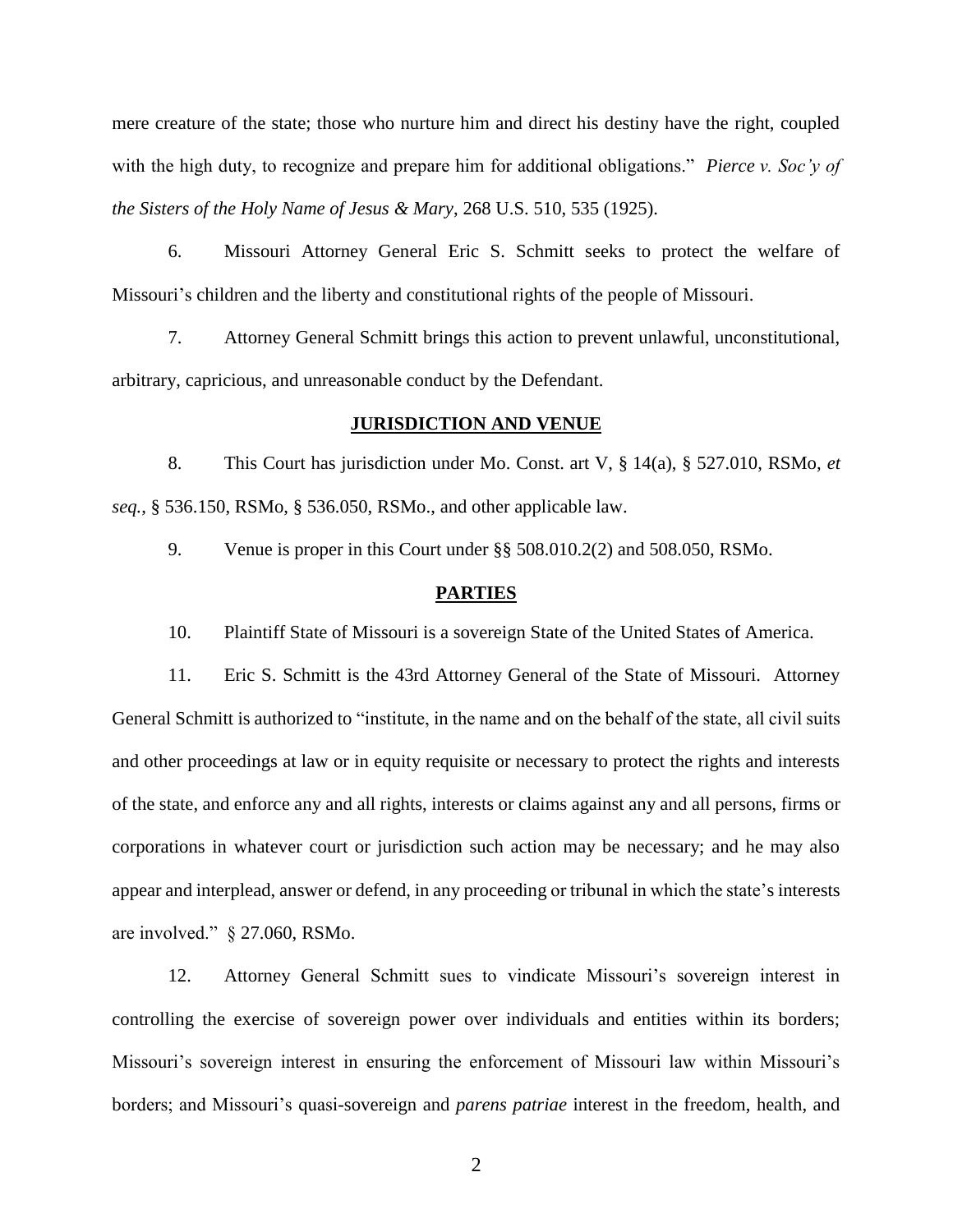mere creature of the state; those who nurture him and direct his destiny have the right, coupled with the high duty, to recognize and prepare him for additional obligations." *Pierce v. Soc'y of the Sisters of the Holy Name of Jesus & Mary*, 268 U.S. 510, 535 (1925).

6. Missouri Attorney General Eric S. Schmitt seeks to protect the welfare of Missouri's children and the liberty and constitutional rights of the people of Missouri.

7. Attorney General Schmitt brings this action to prevent unlawful, unconstitutional, arbitrary, capricious, and unreasonable conduct by the Defendant.

## JURISDICTION AND VENUE

8. This Court has jurisdiction under Mo. Const. art V, § 14(a), § 527.010, RSMo, *et seq.*, § 536.150, RSMo, § 536.050, RSMo., and other applicable law.

9. Venue is proper in this Court under §§ 508.010.2(2) and 508.050, RSMo.

## PARTIES

10. Plaintiff State of Missouri is a sovereign State of the United States of America.

11. Eric S. Schmitt is the 43rd Attorney General of the State of Missouri. Attorney General Schmitt is authorized to "institute, in the name and on the behalf of the state, all civil suits and other proceedings at law or in equity requisite or necessary to protect the rights and interests of the state, and enforce any and all rights, interests or claims against any and all persons, firms or corporations in whatever court or jurisdiction such action may be necessary; and he may also appear and interplead, answer or defend, in any proceeding or tribunal in which the state's interests are involved." § 27.060, RSMo.

12. Attorney General Schmitt sues to vindicate Missouri's sovereign interest in controlling the exercise of sovereign power over individuals and entities within its borders; Missouri's sovereign interest in ensuring the enforcement of Missouri law within Missouri's borders; and Missouri's quasi-sovereign and *parens patriae* interest in the freedom, health, and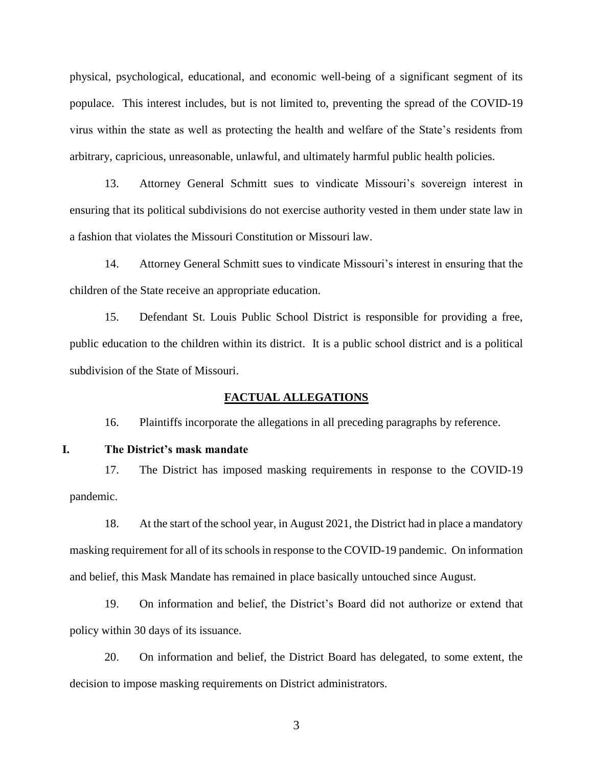physical, psychological, educational, and economic well-being of a significant segment of its populace. This interest includes, but is not limited to, preventing the spread of the COVID-19 virus within the state as well as protecting the health and welfare of the State's residents from arbitrary, capricious, unreasonable, unlawful, and ultimately harmful public health policies.

13. Attorney General Schmitt sues to vindicate Missouri's sovereign interest in ensuring that its political subdivisions do not exercise authority vested in them under state law in a fashion that violates the Missouri Constitution or Missouri law.

14. Attorney General Schmitt sues to vindicate Missouri's interest in ensuring that the children of the State receive an appropriate education.

15. Defendant St. Louis Public School District is responsible for providing a free, public education to the children within its district. It is a public school district and is a political subdivision of the State of Missouri.

## FACTUAL ALLEGATIONS

16. Plaintiffs incorporate the allegations in all preceding paragraphs by reference.

### I. The District's mask mandate

17. The District has imposed masking requirements in response to the COVID-19 pandemic.

18. At the start of the school year, in August 2021, the District had in place a mandatory masking requirement for all of its schools in response to the COVID-19 pandemic. On information and belief, this Mask Mandate has remained in place basically untouched since August.

19. On information and belief, the District's Board did not authorize or extend that policy within 30 days of its issuance.

20. On information and belief, the District Board has delegated, to some extent, the decision to impose masking requirements on District administrators.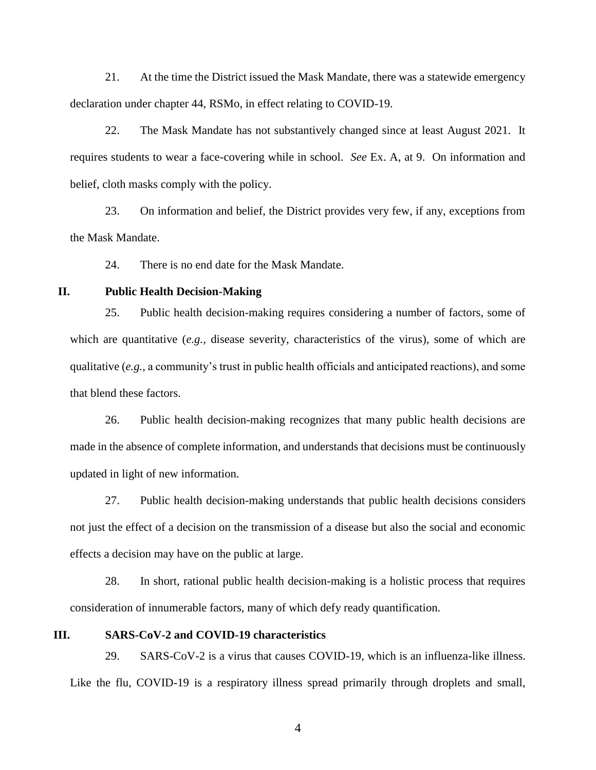21. At the time the District issued the Mask Mandate, there was a statewide emergency declaration under chapter 44, RSMo, in effect relating to COVID-19.

22. The Mask Mandate has not substantively changed since at least August 2021. It requires students to wear a face-covering while in school. *See* Ex. A, at 9. On information and belief, cloth masks comply with the policy.

23. On information and belief, the District provides very few, if any, exceptions from the Mask Mandate.

24. There is no end date for the Mask Mandate.

## II. Public Health Decision-Making

25. Public health decision-making requires considering a number of factors, some of which are quantitative (*e.g.*, disease severity, characteristics of the virus), some of which are qualitative (*e.g.*, a community's trust in public health officials and anticipated reactions), and some that blend these factors.

26. Public health decision-making recognizes that many public health decisions are made in the absence of complete information, and understands that decisions must be continuously updated in light of new information.

27. Public health decision-making understands that public health decisions considers not just the effect of a decision on the transmission of a disease but also the social and economic effects a decision may have on the public at large.

28. In short, rational public health decision-making is a holistic process that requires consideration of innumerable factors, many of which defy ready quantification.

## III. SARS-CoV-2 and COVID-19 characteristics

29. SARS-CoV-2 is a virus that causes COVID-19, which is an influenza-like illness. Like the flu, COVID-19 is a respiratory illness spread primarily through droplets and small,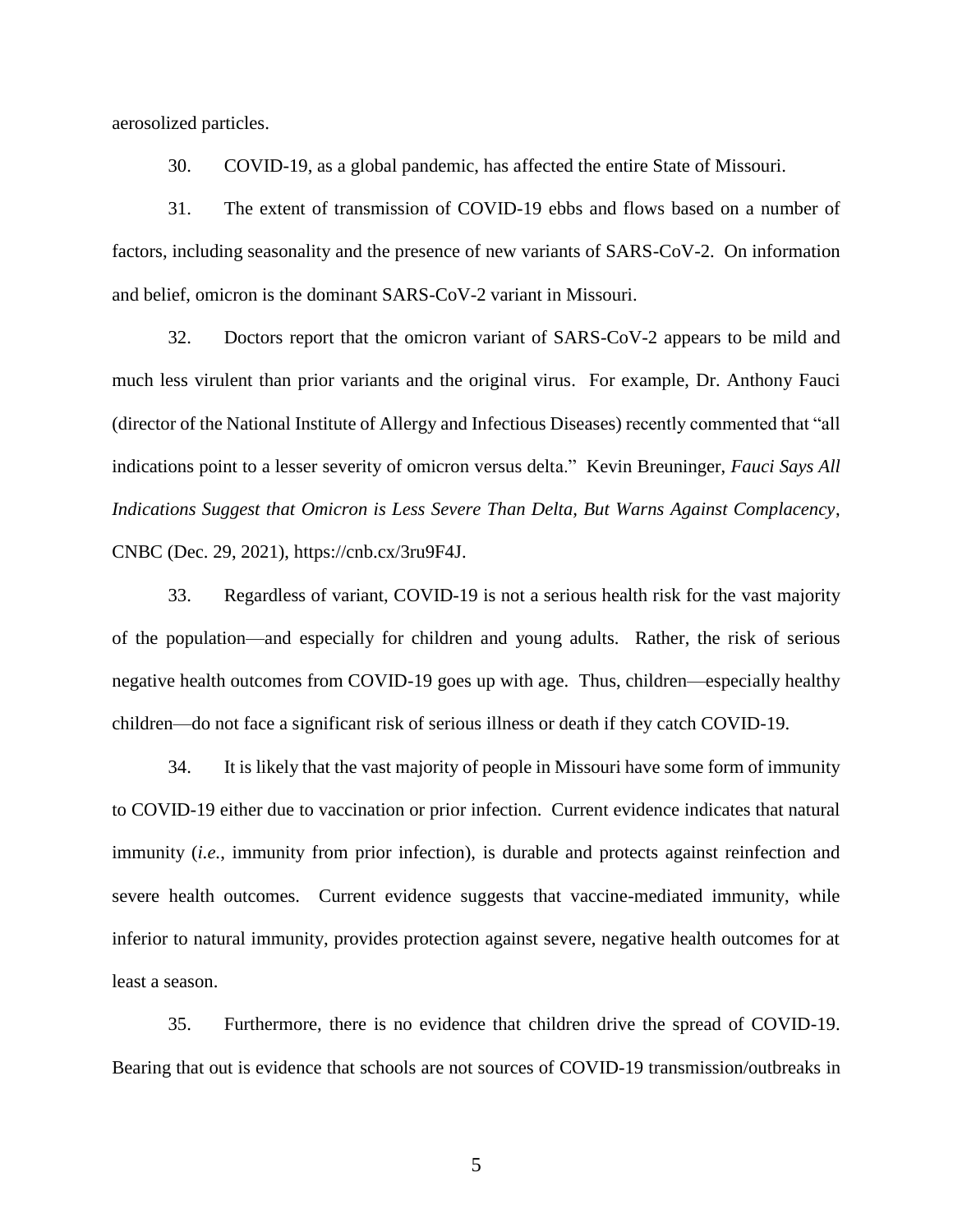aerosolized particles.

30. COVID-19, as a global pandemic, has affected the entire State of Missouri.

31. The extent of transmission of COVID-19 ebbs and flows based on a number of factors, including seasonality and the presence of new variants of SARS-CoV-2. On information and belief, omicron is the dominant SARS-CoV-2 variant in Missouri.

32. Doctors report that the omicron variant of SARS-CoV-2 appears to be mild and much less virulent than prior variants and the original virus. For example, Dr. Anthony Fauci (director of the National Institute of Allergy and Infectious Diseases) recently commented that "all indications point to a lesser severity of omicron versus delta." Kevin Breuninger, *Fauci Says All Indications Suggest that Omicron is Less Severe Than Delta, But Warns Against Complacency*, CNBC (Dec. 29, 2021), https://cnb.cx/3ru9F4J.

33. Regardless of variant, COVID-19 is not a serious health risk for the vast majority of the population—and especially for children and young adults. Rather, the risk of serious negative health outcomes from COVID-19 goes up with age. Thus, children—especially healthy children—do not face a significant risk of serious illness or death if they catch COVID-19.

34. It is likely that the vast majority of people in Missouri have some form of immunity to COVID-19 either due to vaccination or prior infection. Current evidence indicates that natural immunity (*i.e.*, immunity from prior infection), is durable and protects against reinfection and severe health outcomes. Current evidence suggests that vaccine-mediated immunity, while inferior to natural immunity, provides protection against severe, negative health outcomes for at least a season.

35. Furthermore, there is no evidence that children drive the spread of COVID-19. Bearing that out is evidence that schools are not sources of COVID-19 transmission/outbreaks in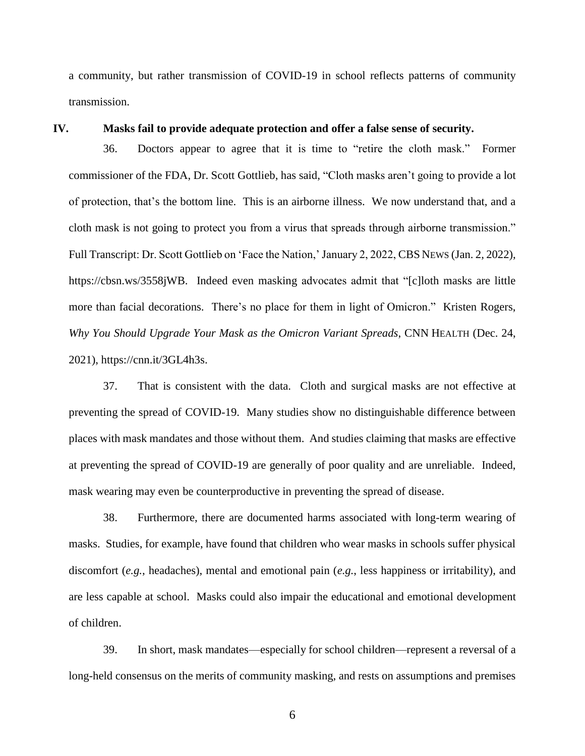a community, but rather transmission of COVID-19 in school reflects patterns of community transmission.

## IV. Masks fail to provide adequate protection and offer a false sense of security.

36. Doctors appear to agree that it is time to "retire the cloth mask." Former commissioner of the FDA, Dr. Scott Gottlieb, has said, "Cloth masks aren't going to provide a lot of protection, that's the bottom line. This is an airborne illness. We now understand that, and a cloth mask is not going to protect you from a virus that spreads through airborne transmission." Full Transcript: Dr. Scott Gottlieb on 'Face the Nation,' January 2, 2022, CBS NEWS (Jan. 2, 2022), https://cbsn.ws/3558jWB. Indeed even masking advocates admit that "[c]loth masks are little more than facial decorations. There's no place for them in light of Omicron." Kristen Rogers, *Why You Should Upgrade Your Mask as the Omicron Variant Spreads*, CNN HEALTH (Dec. 24, 2021), https://cnn.it/3GL4h3s.

37. That is consistent with the data. Cloth and surgical masks are not effective at preventing the spread of COVID-19. Many studies show no distinguishable difference between places with mask mandates and those without them. And studies claiming that masks are effective at preventing the spread of COVID-19 are generally of poor quality and are unreliable. Indeed, mask wearing may even be counterproductive in preventing the spread of disease.

38. Furthermore, there are documented harms associated with long-term wearing of masks. Studies, for example, have found that children who wear masks in schools suffer physical discomfort (*e.g.*, headaches), mental and emotional pain (*e.g.*, less happiness or irritability), and are less capable at school. Masks could also impair the educational and emotional development of children.

39. In short, mask mandates—especially for school children—represent a reversal of a long-held consensus on the merits of community masking, and rests on assumptions and premises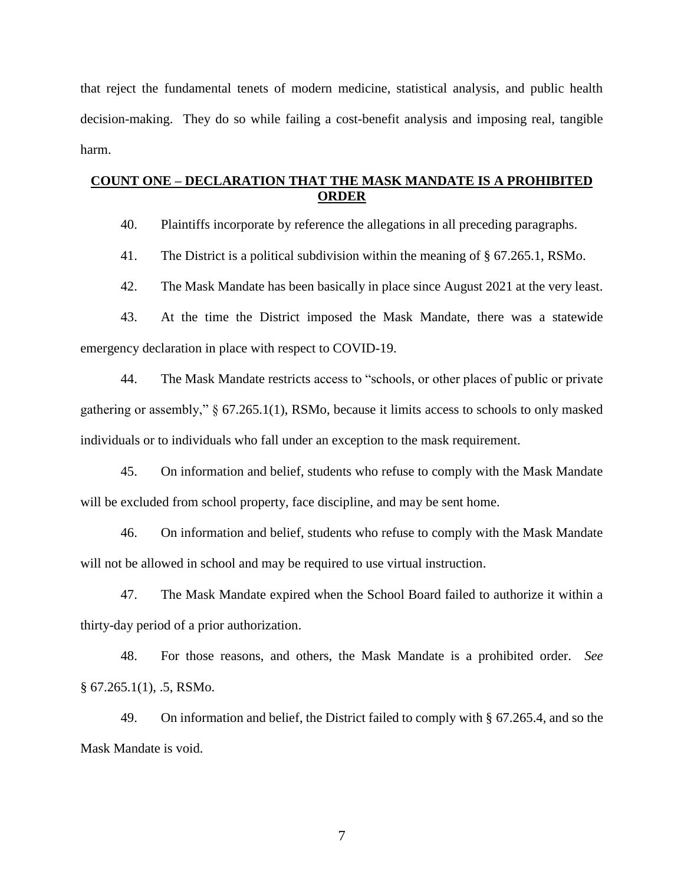that reject the fundamental tenets of modern medicine, statistical analysis, and public health decision-making. They do so while failing a cost-benefit analysis and imposing real, tangible harm.

## COUNT ONE – DECLARATION THAT THE MASK MANDATE IS A PROHIBITED ORDER

40. Plaintiffs incorporate by reference the allegations in all preceding paragraphs.

41. The District is a political subdivision within the meaning of § 67.265.1, RSMo.

42. The Mask Mandate has been basically in place since August 2021 at the very least.

43. At the time the District imposed the Mask Mandate, there was a statewide emergency declaration in place with respect to COVID-19.

44. The Mask Mandate restricts access to "schools, or other places of public or private gathering or assembly," § 67.265.1(1), RSMo, because it limits access to schools to only masked individuals or to individuals who fall under an exception to the mask requirement.

45. On information and belief, students who refuse to comply with the Mask Mandate will be excluded from school property, face discipline, and may be sent home.

46. On information and belief, students who refuse to comply with the Mask Mandate will not be allowed in school and may be required to use virtual instruction.

47. The Mask Mandate expired when the School Board failed to authorize it within a thirty-day period of a prior authorization.

48. For those reasons, and others, the Mask Mandate is a prohibited order. *See* § 67.265.1(1), .5, RSMo.

49. On information and belief, the District failed to comply with § 67.265.4, and so the Mask Mandate is void.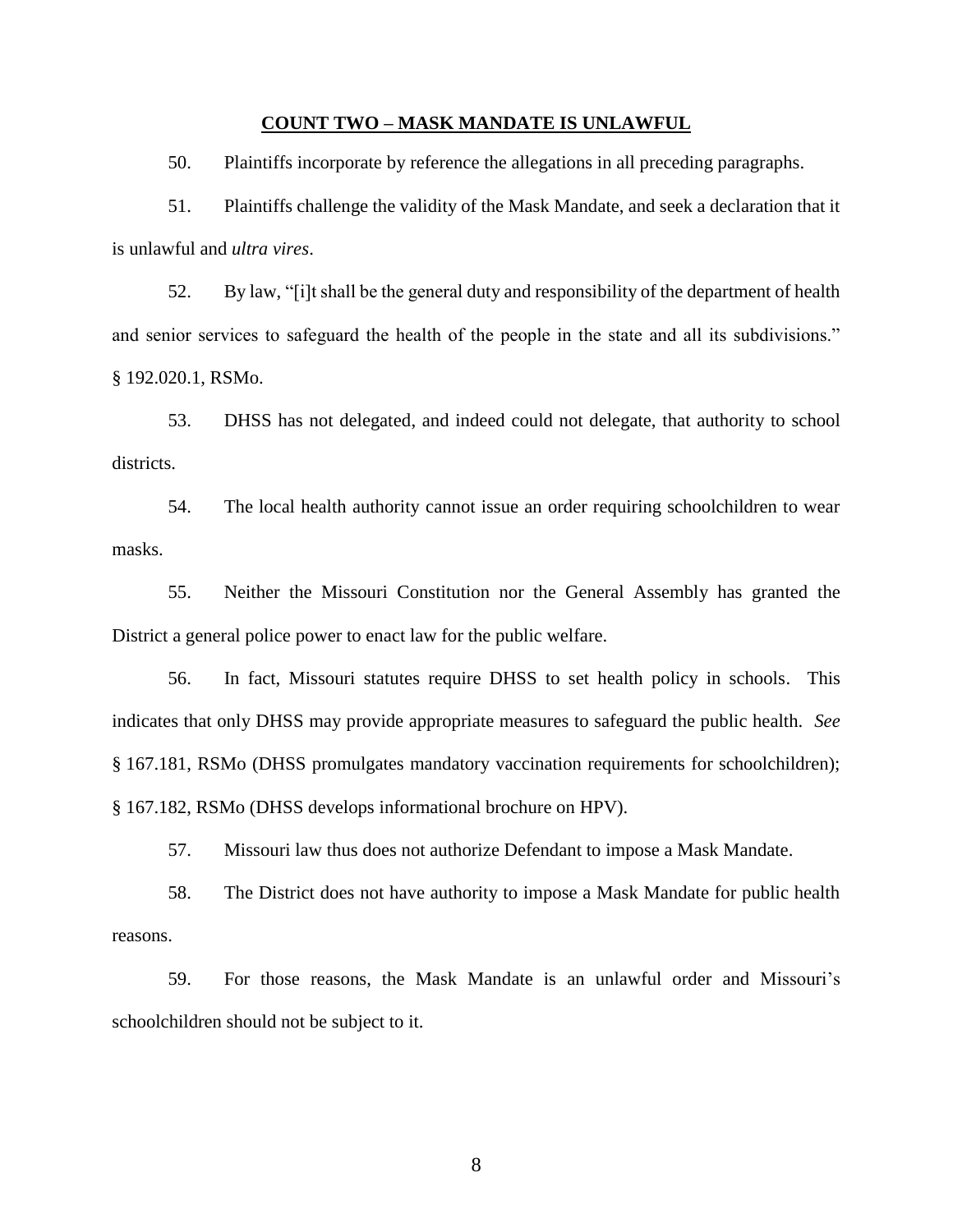## **COUNT TWO – MASK MANDATE IS UNLAWFUL**

50. Plaintiffs incorporate by reference the allegations in all preceding paragraphs.

51. Plaintiffs challenge the validity of the Mask Mandate, and seek a declaration that it is unlawful and *ultra vires*.

52. By law, "[i]t shall be the general duty and responsibility of the department of health and senior services to safeguard the health of the people in the state and all its subdivisions." § 192.020.1, RSMo.

53. DHSS has not delegated, and indeed could not delegate, that authority to school districts.

54. The local health authority cannot issue an order requiring schoolchildren to wear masks.

55. Neither the Missouri Constitution nor the General Assembly has granted the District a general police power to enact law for the public welfare.

56. In fact, Missouri statutes require DHSS to set health policy in schools. This indicates that only DHSS may provide appropriate measures to safeguard the public health. *See* § 167.181, RSMo (DHSS promulgates mandatory vaccination requirements for schoolchildren); § 167.182, RSMo (DHSS develops informational brochure on HPV).

57. Missouri law thus does not authorize Defendant to impose a Mask Mandate.

58. The District does not have authority to impose a Mask Mandate for public health reasons.

59. For those reasons, the Mask Mandate is an unlawful order and Missouri's schoolchildren should not be subject to it.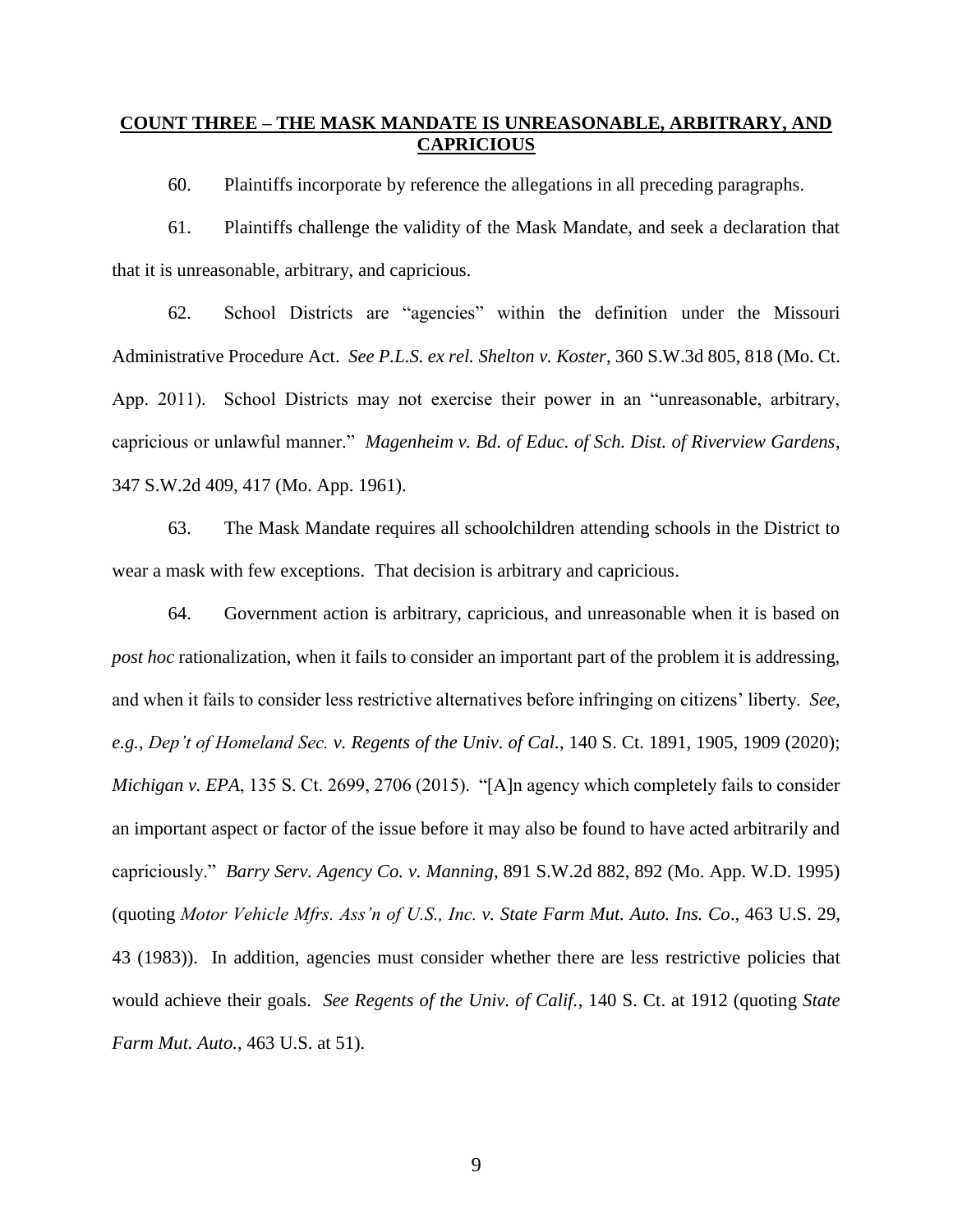## **COUNT THREE – THE MASK MANDATE IS UNREASONABLE, ARBITRARY, AND CAPRICIOUS**

60. Plaintiffs incorporate by reference the allegations in all preceding paragraphs.

61. Plaintiffs challenge the validity of the Mask Mandate, and seek a declaration that that it is unreasonable, arbitrary, and capricious.

62. School Districts are "agencies" within the definition under the Missouri Administrative Procedure Act. *See P.L.S. ex rel. Shelton v. Koster*, 360 S.W.3d 805, 818 (Mo. Ct. App. 2011). School Districts may not exercise their power in an "unreasonable, arbitrary, capricious or unlawful manner." *Magenheim v. Bd. of Educ. of Sch. Dist. of Riverview Gardens*, 347 S.W.2d 409, 417 (Mo. App. 1961).

63. The Mask Mandate requires all schoolchildren attending schools in the District to wear a mask with few exceptions. That decision is arbitrary and capricious.

64. Government action is arbitrary, capricious, and unreasonable when it is based on *post hoc* rationalization, when it fails to consider an important part of the problem it is addressing, and when it fails to consider less restrictive alternatives before infringing on citizens' liberty. *See, e.g.*, *Dep't of Homeland Sec. v. Regents of the Univ. of Cal.*, 140 S. Ct. 1891, 1905, 1909 (2020); *Michigan v. EPA*, 135 S. Ct. 2699, 2706 (2015). "[A]n agency which completely fails to consider an important aspect or factor of the issue before it may also be found to have acted arbitrarily and capriciously." *Barry Serv. Agency Co. v. Manning*, 891 S.W.2d 882, 892 (Mo. App. W.D. 1995) (quoting *Motor Vehicle Mfrs. Ass'n of U.S., Inc. v. State Farm Mut. Auto. Ins. Co*., 463 U.S. 29, 43 (1983)). In addition, agencies must consider whether there are less restrictive policies that would achieve their goals. *See Regents of the Univ. of Calif.*, 140 S. Ct. at 1912 (quoting *State Farm Mut. Auto.*, 463 U.S. at 51).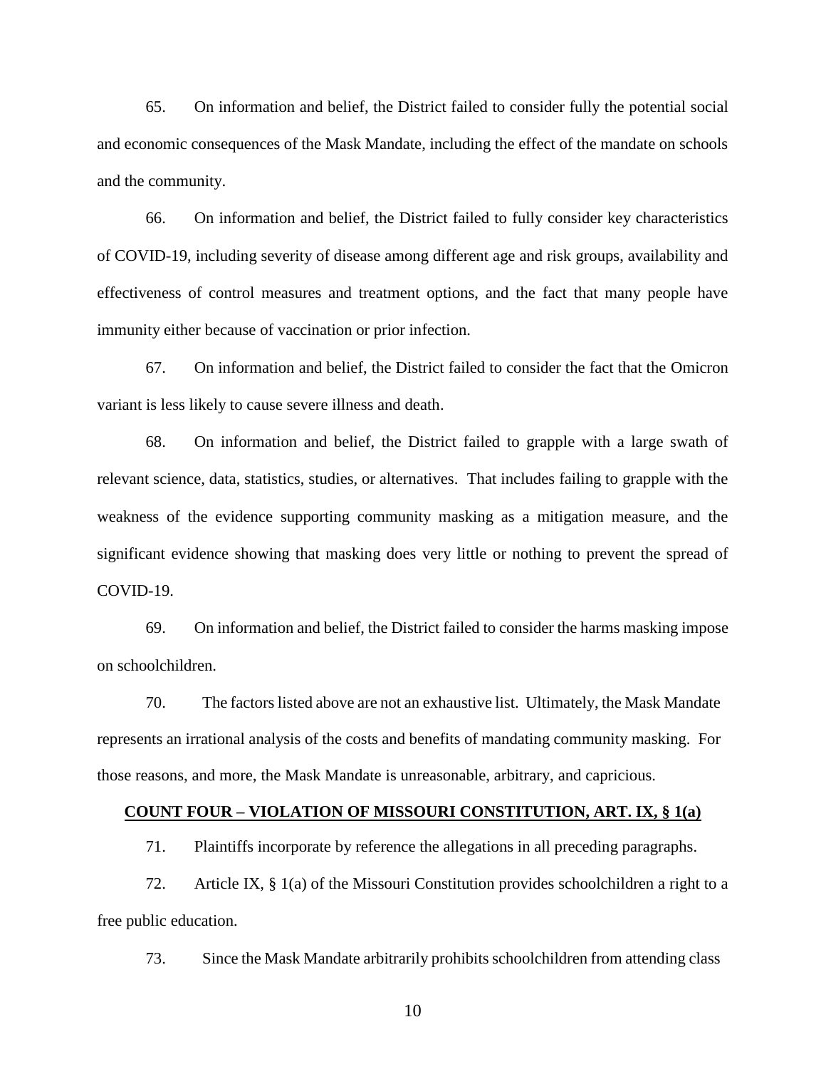65. On information and belief, the District failed to consider fully the potential social and economic consequences of the Mask Mandate, including the effect of the mandate on schools and the community.

66. On information and belief, the District failed to fully consider key characteristics of COVID-19, including severity of disease among different age and risk groups, availability and effectiveness of control measures and treatment options, and the fact that many people have immunity either because of vaccination or prior infection.

67. On information and belief, the District failed to consider the fact that the Omicron variant is less likely to cause severe illness and death.

68. On information and belief, the District failed to grapple with a large swath of relevant science, data, statistics, studies, or alternatives. That includes failing to grapple with the weakness of the evidence supporting community masking as a mitigation measure, and the significant evidence showing that masking does very little or nothing to prevent the spread of COVID-19.

69. On information and belief, the District failed to consider the harms masking impose on schoolchildren.

70. The factors listed above are not an exhaustive list. Ultimately, the Mask Mandate represents an irrational analysis of the costs and benefits of mandating community masking. For those reasons, and more, the Mask Mandate is unreasonable, arbitrary, and capricious.

**COUNT FOUR – VIOLATION OF MISSOURI CONSTITUTION, ART. IX, § 1(a)**

71. Plaintiffs incorporate by reference the allegations in all preceding paragraphs.

72. Article IX, § 1(a) of the Missouri Constitution provides schoolchildren a right to a free public education.

73. Since the Mask Mandate arbitrarily prohibits schoolchildren from attending class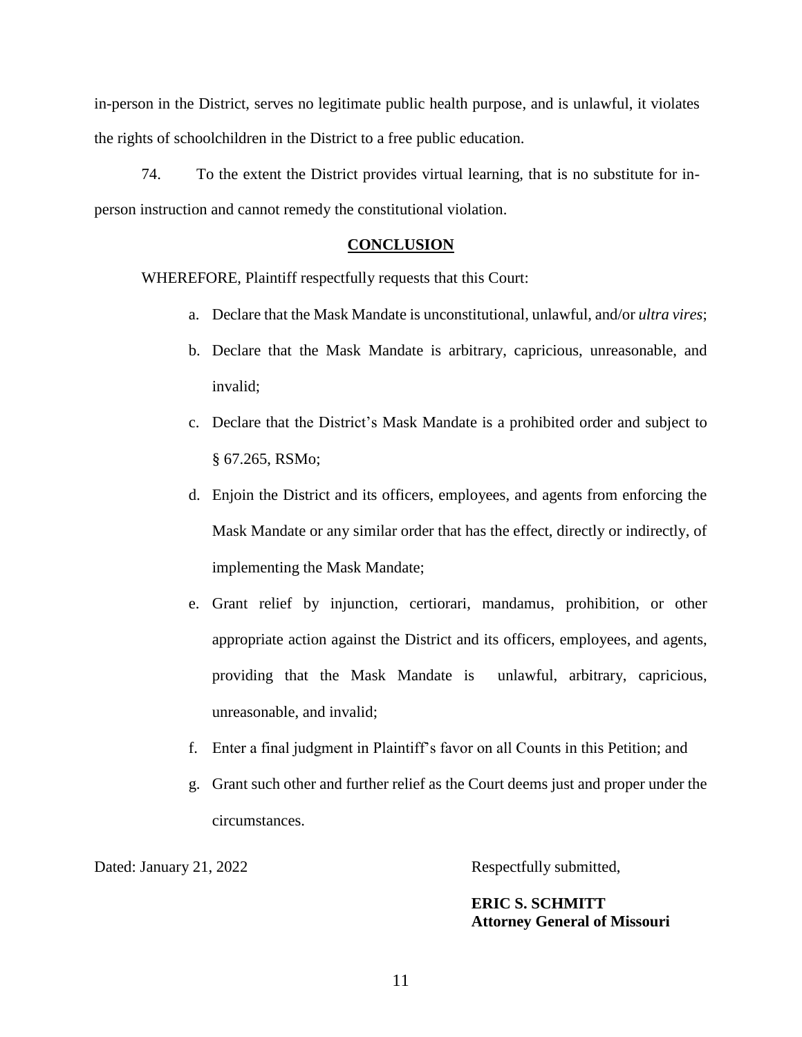in-person in the District, serves no legitimate public health purpose, and is unlawful, it violates the rights of schoolchildren in the District to a free public education.

74. To the extent the District provides virtual learning, that is no substitute for in-person instruction and cannot remedy the constitutional violation.

**CONCLUSION**

WHEREFORE, Plaintiff respectfully requests that this Court:

a. Declare that the Mask Mandate is unconstitutional, unlawful, and/or *ultra vires*;

b. Declare that the Mask Mandate is arbitrary, capricious, unreasonable, and invalid;

c. Declare that the District's Mask Mandate is a prohibited order and subject to § 67.265, RSMo;

d. Enjoin the District and its officers, employees, and agents from enforcing the Mask Mandate or any similar order that has the effect, directly or indirectly, of implementing the Mask Mandate;

e. Grant relief by injunction, certiorari, mandamus, prohibition, or other appropriate action against the District and its officers, employees, and agents, providing that the Mask Mandate is unlawful, arbitrary, capricious, unreasonable, and invalid;

f. Enter a final judgment in Plaintiff's favor on all Counts in this Petition; and

g. Grant such other and further relief as the Court deems just and proper under the circumstances.

Dated: January 21, 2022

Respectfully submitted,

**ERIC S. SCHMITT**
**Attorney General of Missouri**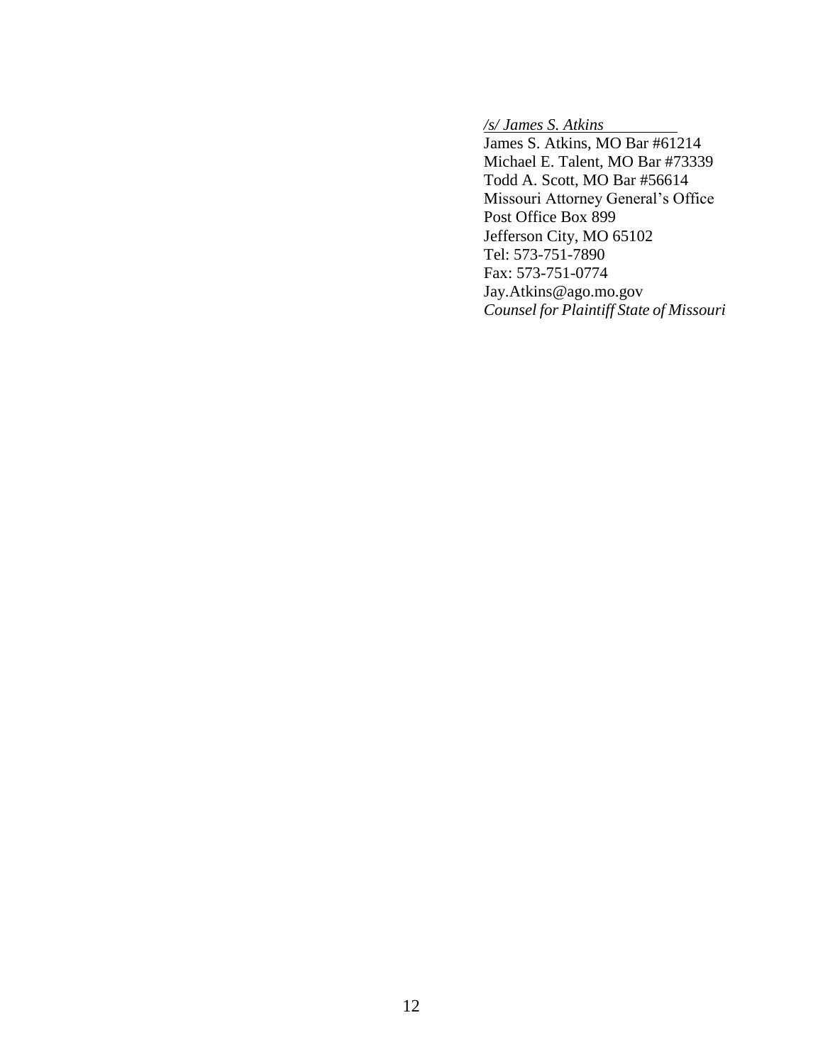*/s/ James S. Atkins*
James S. Atkins, MO Bar #61214
Michael E. Talent, MO Bar #73339
Todd A. Scott, MO Bar #56614
Missouri Attorney General's Office
Post Office Box 899
Jefferson City, MO 65102
Tel: 573-751-7890
Fax: 573-751-0774
Jay.Atkins@ago.mo.gov
*Counsel for Plaintiff State of Missouri*